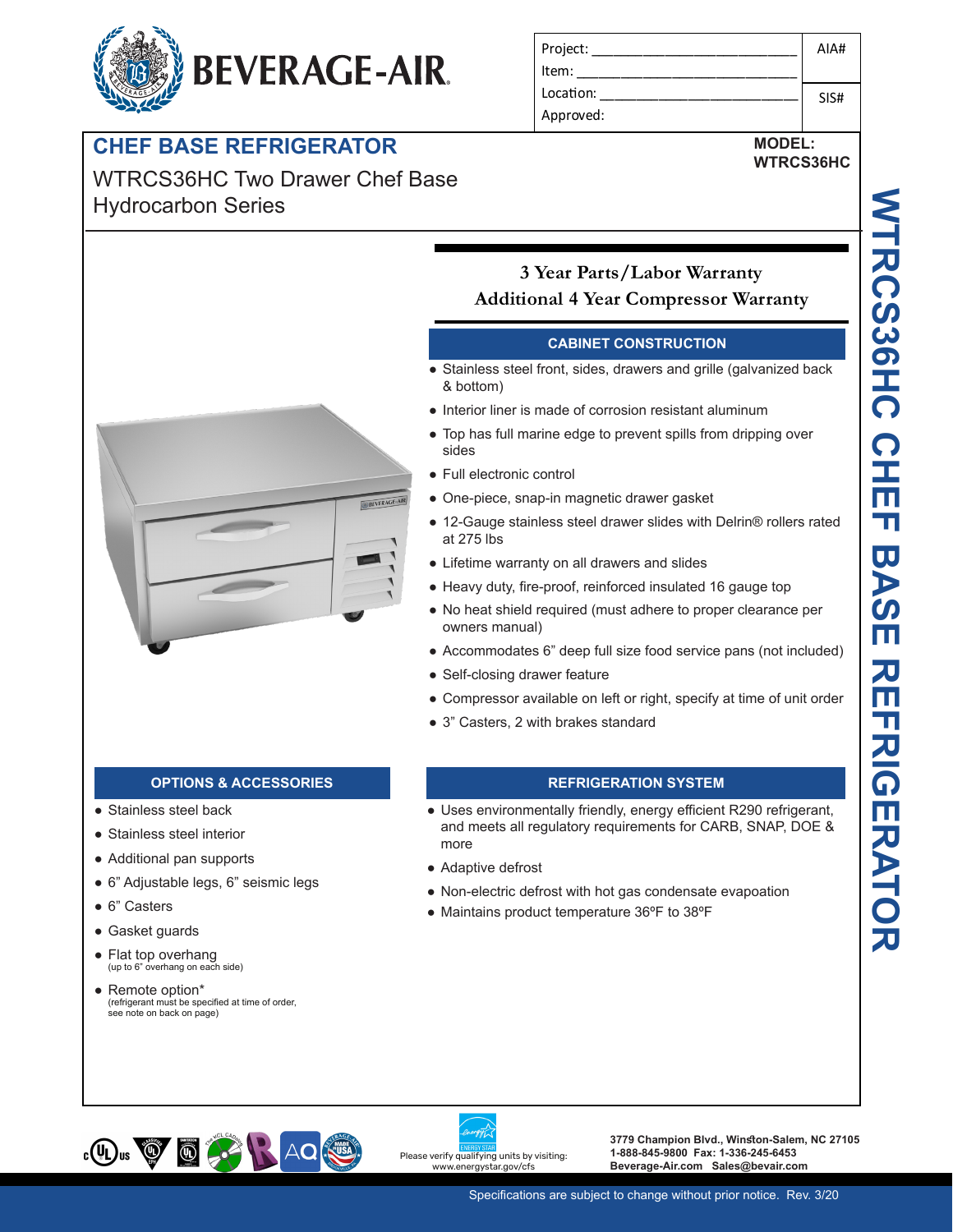BEVERAGE-AIR

| Project: | AIA# |
|---|---|
| Item: | |
| Location: | SIS# |
| Approved: | |

# CHEF BASE REFRIGERATOR

**MODEL: WTRCS36HC**

WTRCS36HC Two Drawer Chef Base
Hydrocarbon Series

**3 Year Parts/Labor Warranty**
**Additional 4 Year Compressor Warranty**

## CABINET CONSTRUCTION

- Stainless steel front, sides, drawers and grille (galvanized back & bottom)
- Interior liner is made of corrosion resistant aluminum
- Top has full marine edge to prevent spills from dripping over sides
- Full electronic control
- One-piece, snap-in magnetic drawer gasket
- 12-Gauge stainless steel drawer slides with Delrin® rollers rated at 275 lbs
- Lifetime warranty on all drawers and slides
- Heavy duty, fire-proof, reinforced insulated 16 gauge top
- No heat shield required (must adhere to proper clearance per owners manual)
- Accommodates 6" deep full size food service pans (not included)
- Self-closing drawer feature
- Compressor available on left or right, specify at time of unit order
- 3" Casters, 2 with brakes standard

## OPTIONS & ACCESSORIES

- Stainless steel back
- Stainless steel interior
- Additional pan supports
- 6" Adjustable legs, 6" seismic legs
- 6" Casters
- Gasket guards
- Flat top overhang
  (up to 6" overhang on each side)
- Remote option*
  (refrigerant must be specified at time of order, see note on back on page)

## REFRIGERATION SYSTEM

- Uses environmentally friendly, energy efficient R290 refrigerant, and meets all regulatory requirements for CARB, SNAP, DOE & more
- Adaptive defrost
- Non-electric defrost with hot gas condensate evapoation
- Maintains product temperature 36ºF to 38ºF

WTRCS36HC CHEF BASE REFRIGERATOR

Please verify qualifying units by visiting: www.energystar.gov/cfs

3779 Champion Blvd., Winston-Salem, NC 27105
1-888-845-9800 Fax: 1-336-245-6453
Beverage-Air.com Sales@bevair.com

Specifications are subject to change without prior notice. Rev. 3/20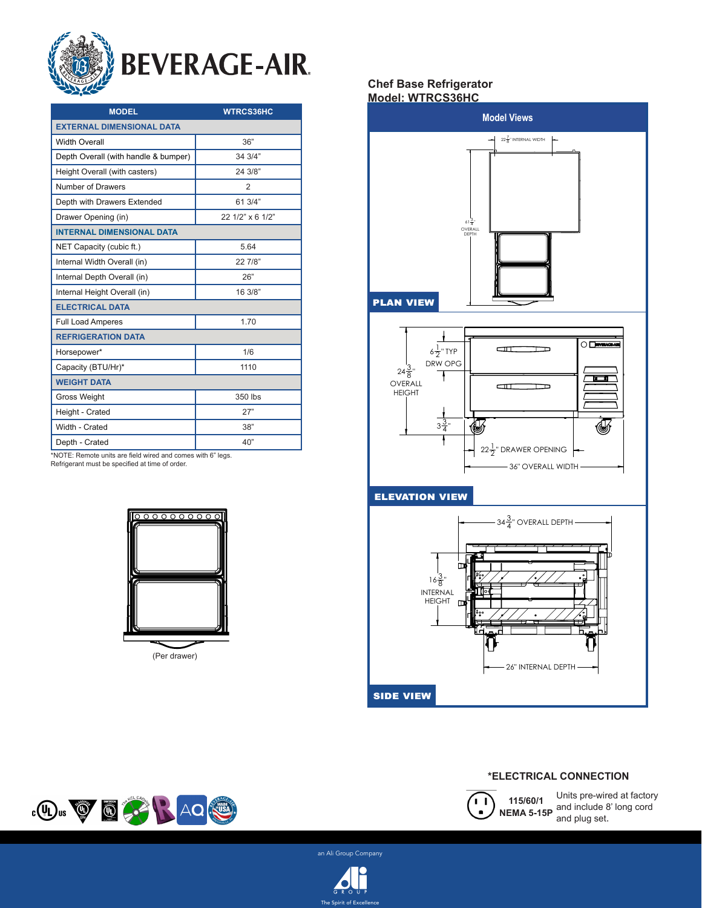# BEVERAGE-AIR

## Chef Base Refrigerator
## Model: WTRCS36HC

| MODEL | WTRCS36HC |
|---|---|
| **EXTERNAL DIMENSIONAL DATA** | |
| Width Overall | 36" |
| Depth Overall (with handle & bumper) | 34 3/4" |
| Height Overall (with casters) | 24 3/8" |
| Number of Drawers | 2 |
| Depth with Drawers Extended | 61 3/4" |
| Drawer Opening (in) | 22 1/2" x 6 1/2" |
| **INTERNAL DIMENSIONAL DATA** | |
| NET Capacity (cubic ft.) | 5.64 |
| Internal Width Overall (in) | 22 7/8" |
| Internal Depth Overall (in) | 26" |
| Internal Height Overall (in) | 16 3/8" |
| **ELECTRICAL DATA** | |
| Full Load Amperes | 1.70 |
| **REFRIGERATION DATA** | |
| Horsepower* | 1/6 |
| Capacity (BTU/Hr)* | 1110 |
| **WEIGHT DATA** | |
| Gross Weight | 350 lbs |
| Height - Crated | 27" |
| Width - Crated | 38" |
| Depth - Crated | 40" |

*NOTE: Remote units are field wired and comes with 6" legs. Refrigerant must be specified at time of order.

(Per drawer)

### Model Views

**PLAN VIEW**

22 7/8" INTERNAL WIDTH

61 3/4" OVERALL DEPTH

**ELEVATION VIEW**

6 1/2" TYP DRW OPG

24 3/8" OVERALL HEIGHT

3 3/4"

22 1/2" DRAWER OPENING

36" OVERALL WIDTH

**SIDE VIEW**

34 3/4" OVERALL DEPTH

16 3/8" INTERNAL HEIGHT

26" INTERNAL DEPTH

### *ELECTRICAL CONNECTION

115/60/1
NEMA 5-15P

Units pre-wired at factory and include 8' long cord and plug set.

an Ali Group Company

The Spirit of Excellence